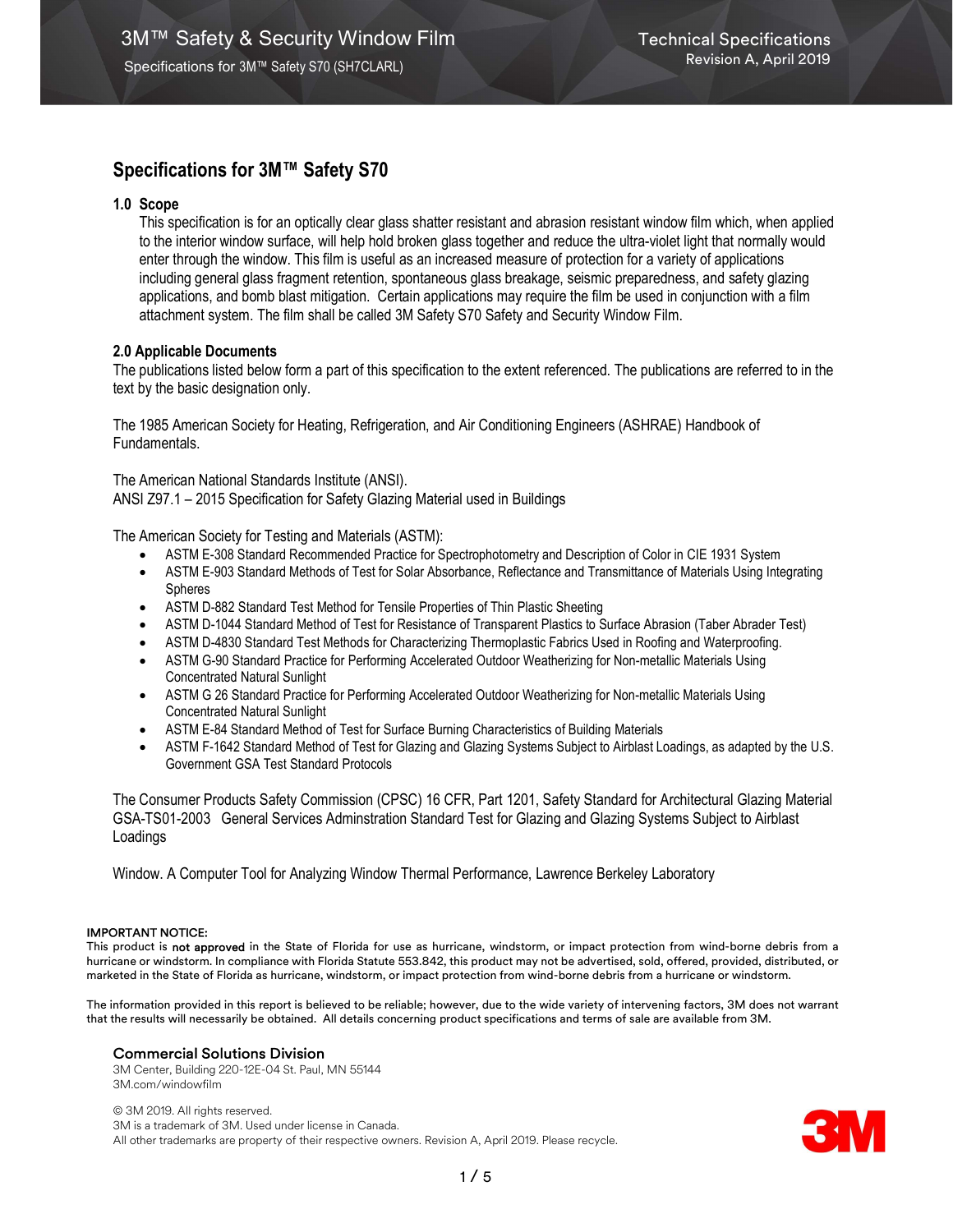# Specifications for 3M™ Safety S70

## 1.0 Scope

This specification is for an optically clear glass shatter resistant and abrasion resistant window film which, when applied to the interior window surface, will help hold broken glass together and reduce the ultra-violet light that normally would enter through the window. This film is useful as an increased measure of protection for a variety of applications including general glass fragment retention, spontaneous glass breakage, seismic preparedness, and safety glazing applications, and bomb blast mitigation. Certain applications may require the film be used in conjunction with a film attachment system. The film shall be called 3M Safety S70 Safety and Security Window Film.

## 2.0 Applicable Documents

The publications listed below form a part of this specification to the extent referenced. The publications are referred to in the text by the basic designation only.

The 1985 American Society for Heating, Refrigeration, and Air Conditioning Engineers (ASHRAE) Handbook of Fundamentals.

The American National Standards Institute (ANSI).
ANSI Z97.1 – 2015 Specification for Safety Glazing Material used in Buildings

The American Society for Testing and Materials (ASTM):

- ASTM E-308 Standard Recommended Practice for Spectrophotometry and Description of Color in CIE 1931 System
- ASTM E-903 Standard Methods of Test for Solar Absorbance, Reflectance and Transmittance of Materials Using Integrating Spheres
- ASTM D-882 Standard Test Method for Tensile Properties of Thin Plastic Sheeting
- ASTM D-1044 Standard Method of Test for Resistance of Transparent Plastics to Surface Abrasion (Taber Abrader Test)
- ASTM D-4830 Standard Test Methods for Characterizing Thermoplastic Fabrics Used in Roofing and Waterproofing.
- ASTM G-90 Standard Practice for Performing Accelerated Outdoor Weatherizing for Non-metallic Materials Using Concentrated Natural Sunlight
- ASTM G 26 Standard Practice for Performing Accelerated Outdoor Weatherizing for Non-metallic Materials Using Concentrated Natural Sunlight
- ASTM E-84 Standard Method of Test for Surface Burning Characteristics of Building Materials
- ASTM F-1642 Standard Method of Test for Glazing and Glazing Systems Subject to Airblast Loadings, as adapted by the U.S. Government GSA Test Standard Protocols

The Consumer Products Safety Commission (CPSC) 16 CFR, Part 1201, Safety Standard for Architectural Glazing Material
GSA-TS01-2003 General Services Adminstration Standard Test for Glazing and Glazing Systems Subject to Airblast Loadings

Window. A Computer Tool for Analyzing Window Thermal Performance, Lawrence Berkeley Laboratory

**IMPORTANT NOTICE:**
This product is **not approved** in the State of Florida for use as hurricane, windstorm, or impact protection from wind-borne debris from a hurricane or windstorm. In compliance with Florida Statute 553.842, this product may not be advertised, sold, offered, provided, distributed, or marketed in the State of Florida as hurricane, windstorm, or impact protection from wind-borne debris from a hurricane or windstorm.

The information provided in this report is believed to be reliable; however, due to the wide variety of intervening factors, 3M does not warrant that the results will necessarily be obtained. All details concerning product specifications and terms of sale are available from 3M.

**Commercial Solutions Division**
3M Center, Building 220-12E-04 St. Paul, MN 55144
3M.com/windowfilm

© 3M 2019. All rights reserved.
3M is a trademark of 3M. Used under license in Canada.
All other trademarks are property of their respective owners. Revision A, April 2019. Please recycle.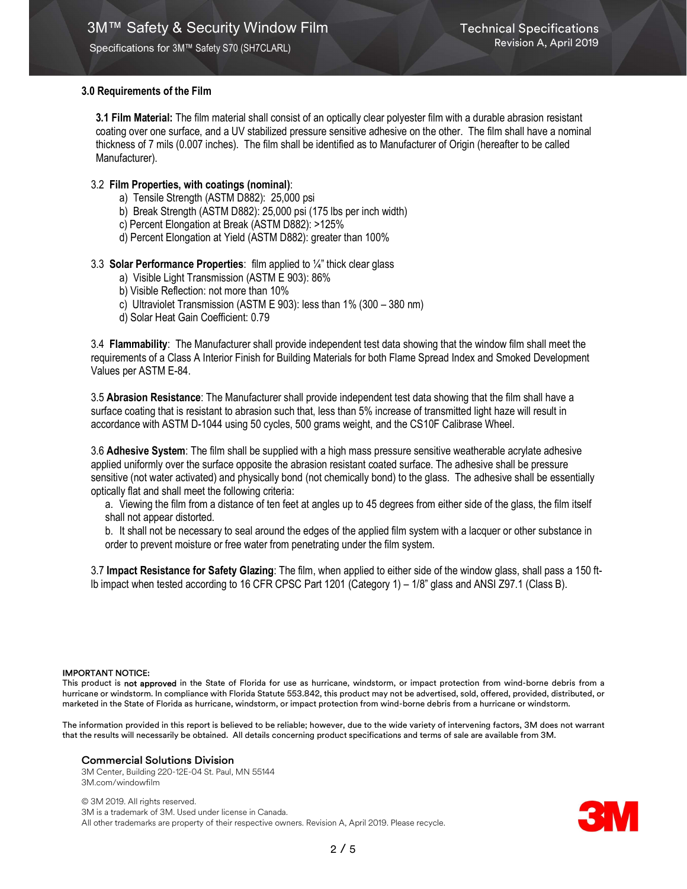## 3.0 Requirements of the Film

**3.1 Film Material:** The film material shall consist of an optically clear polyester film with a durable abrasion resistant coating over one surface, and a UV stabilized pressure sensitive adhesive on the other. The film shall have a nominal thickness of 7 mils (0.007 inches). The film shall be identified as to Manufacturer of Origin (hereafter to be called Manufacturer).

3.2 **Film Properties, with coatings (nominal)**:

a) Tensile Strength (ASTM D882): 25,000 psi
b) Break Strength (ASTM D882): 25,000 psi (175 lbs per inch width)
c) Percent Elongation at Break (ASTM D882): >125%
d) Percent Elongation at Yield (ASTM D882): greater than 100%

3.3 **Solar Performance Properties**: film applied to ¼" thick clear glass

a) Visible Light Transmission (ASTM E 903): 86%
b) Visible Reflection: not more than 10%
c) Ultraviolet Transmission (ASTM E 903): less than 1% (300 – 380 nm)
d) Solar Heat Gain Coefficient: 0.79

3.4 **Flammability**: The Manufacturer shall provide independent test data showing that the window film shall meet the requirements of a Class A Interior Finish for Building Materials for both Flame Spread Index and Smoked Development Values per ASTM E-84.

3.5 **Abrasion Resistance**: The Manufacturer shall provide independent test data showing that the film shall have a surface coating that is resistant to abrasion such that, less than 5% increase of transmitted light haze will result in accordance with ASTM D-1044 using 50 cycles, 500 grams weight, and the CS10F Calibrase Wheel.

3.6 **Adhesive System**: The film shall be supplied with a high mass pressure sensitive weatherable acrylate adhesive applied uniformly over the surface opposite the abrasion resistant coated surface. The adhesive shall be pressure sensitive (not water activated) and physically bond (not chemically bond) to the glass. The adhesive shall be essentially optically flat and shall meet the following criteria:

a. Viewing the film from a distance of ten feet at angles up to 45 degrees from either side of the glass, the film itself shall not appear distorted.
b. It shall not be necessary to seal around the edges of the applied film system with a lacquer or other substance in order to prevent moisture or free water from penetrating under the film system.

3.7 **Impact Resistance for Safety Glazing**: The film, when applied to either side of the window glass, shall pass a 150 ft-lb impact when tested according to 16 CFR CPSC Part 1201 (Category 1) – 1/8" glass and ANSI Z97.1 (Class B).

**IMPORTANT NOTICE:**
This product is **not approved** in the State of Florida for use as hurricane, windstorm, or impact protection from wind-borne debris from a hurricane or windstorm. In compliance with Florida Statute 553.842, this product may not be advertised, sold, offered, provided, distributed, or marketed in the State of Florida as hurricane, windstorm, or impact protection from wind-borne debris from a hurricane or windstorm.

The information provided in this report is believed to be reliable; however, due to the wide variety of intervening factors, 3M does not warrant that the results will necessarily be obtained. All details concerning product specifications and terms of sale are available from 3M.

**Commercial Solutions Division**
3M Center, Building 220-12E-04 St. Paul, MN 55144
3M.com/windowfilm

© 3M 2019. All rights reserved.
3M is a trademark of 3M. Used under license in Canada.
All other trademarks are property of their respective owners. Revision A, April 2019. Please recycle.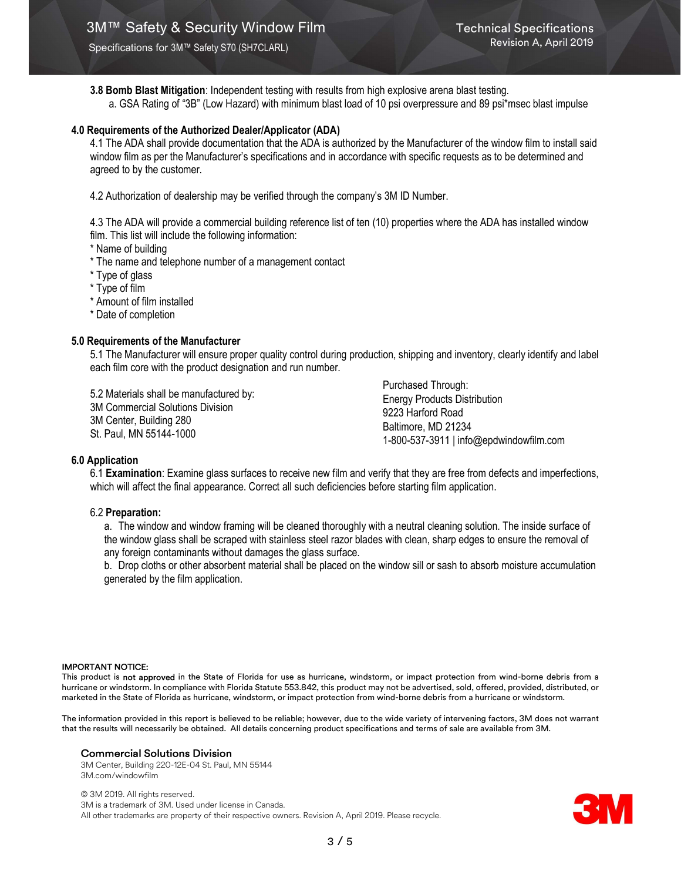**3.8 Bomb Blast Mitigation**: Independent testing with results from high explosive arena blast testing.

a. GSA Rating of “3B” (Low Hazard) with minimum blast load of 10 psi overpressure and 89 psi*msec blast impulse

## 4.0 Requirements of the Authorized Dealer/Applicator (ADA)

4.1 The ADA shall provide documentation that the ADA is authorized by the Manufacturer of the window film to install said window film as per the Manufacturer’s specifications and in accordance with specific requests as to be determined and agreed to by the customer.

4.2 Authorization of dealership may be verified through the company’s 3M ID Number.

4.3 The ADA will provide a commercial building reference list of ten (10) properties where the ADA has installed window film. This list will include the following information:

* Name of building
* The name and telephone number of a management contact
* Type of glass
* Type of film
* Amount of film installed
* Date of completion

## 5.0 Requirements of the Manufacturer

5.1 The Manufacturer will ensure proper quality control during production, shipping and inventory, clearly identify and label each film core with the product designation and run number.

5.2 Materials shall be manufactured by:
3M Commercial Solutions Division
3M Center, Building 280
St. Paul, MN 55144-1000

Purchased Through:
Energy Products Distribution
9223 Harford Road
Baltimore, MD 21234
1-800-537-3911 | info@epdwindowfilm.com

## 6.0 Application

6.1 **Examination**: Examine glass surfaces to receive new film and verify that they are free from defects and imperfections, which will affect the final appearance. Correct all such deficiencies before starting film application.

6.2 **Preparation:**

a. The window and window framing will be cleaned thoroughly with a neutral cleaning solution. The inside surface of the window glass shall be scraped with stainless steel razor blades with clean, sharp edges to ensure the removal of any foreign contaminants without damages the glass surface.

b. Drop cloths or other absorbent material shall be placed on the window sill or sash to absorb moisture accumulation generated by the film application.

**IMPORTANT NOTICE:**
This product is **not approved** in the State of Florida for use as hurricane, windstorm, or impact protection from wind-borne debris from a hurricane or windstorm. In compliance with Florida Statute 553.842, this product may not be advertised, sold, offered, provided, distributed, or marketed in the State of Florida as hurricane, windstorm, or impact protection from wind-borne debris from a hurricane or windstorm.

The information provided in this report is believed to be reliable; however, due to the wide variety of intervening factors, 3M does not warrant that the results will necessarily be obtained. All details concerning product specifications and terms of sale are available from 3M.

**Commercial Solutions Division**
3M Center, Building 220-12E-04 St. Paul, MN 55144
3M.com/windowfilm

© 3M 2019. All rights reserved.
3M is a trademark of 3M. Used under license in Canada.
All other trademarks are property of their respective owners. Revision A, April 2019. Please recycle.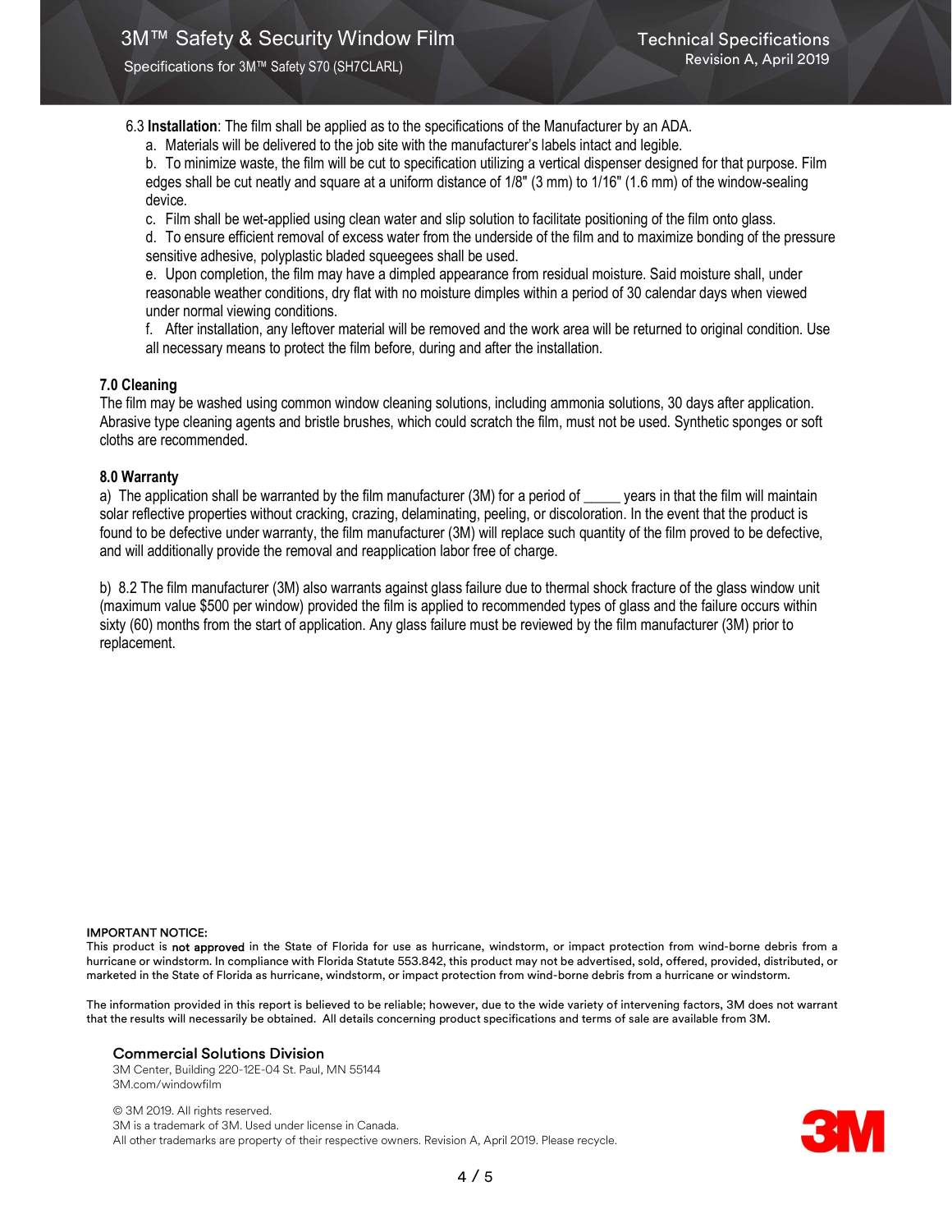6.3 **Installation**: The film shall be applied as to the specifications of the Manufacturer by an ADA.

a. Materials will be delivered to the job site with the manufacturer's labels intact and legible.

b. To minimize waste, the film will be cut to specification utilizing a vertical dispenser designed for that purpose. Film edges shall be cut neatly and square at a uniform distance of 1/8" (3 mm) to 1/16" (1.6 mm) of the window-sealing device.

c. Film shall be wet-applied using clean water and slip solution to facilitate positioning of the film onto glass.

d. To ensure efficient removal of excess water from the underside of the film and to maximize bonding of the pressure sensitive adhesive, polyplastic bladed squeegees shall be used.

e. Upon completion, the film may have a dimpled appearance from residual moisture. Said moisture shall, under reasonable weather conditions, dry flat with no moisture dimples within a period of 30 calendar days when viewed under normal viewing conditions.

f. After installation, any leftover material will be removed and the work area will be returned to original condition. Use all necessary means to protect the film before, during and after the installation.

### 7.0 Cleaning

The film may be washed using common window cleaning solutions, including ammonia solutions, 30 days after application. Abrasive type cleaning agents and bristle brushes, which could scratch the film, must not be used. Synthetic sponges or soft cloths are recommended.

### 8.0 Warranty

a) The application shall be warranted by the film manufacturer (3M) for a period of _____ years in that the film will maintain solar reflective properties without cracking, crazing, delaminating, peeling, or discoloration. In the event that the product is found to be defective under warranty, the film manufacturer (3M) will replace such quantity of the film proved to be defective, and will additionally provide the removal and reapplication labor free of charge.

b) 8.2 The film manufacturer (3M) also warrants against glass failure due to thermal shock fracture of the glass window unit (maximum value $500 per window) provided the film is applied to recommended types of glass and the failure occurs within sixty (60) months from the start of application. Any glass failure must be reviewed by the film manufacturer (3M) prior to replacement.

**IMPORTANT NOTICE:**
This product is **not approved** in the State of Florida for use as hurricane, windstorm, or impact protection from wind-borne debris from a hurricane or windstorm. In compliance with Florida Statute 553.842, this product may not be advertised, sold, offered, provided, distributed, or marketed in the State of Florida as hurricane, windstorm, or impact protection from wind-borne debris from a hurricane or windstorm.

The information provided in this report is believed to be reliable; however, due to the wide variety of intervening factors, 3M does not warrant that the results will necessarily be obtained. All details concerning product specifications and terms of sale are available from 3M.

**Commercial Solutions Division**
3M Center, Building 220-12E-04 St. Paul, MN 55144
3M.com/windowfilm

© 3M 2019. All rights reserved.
3M is a trademark of 3M. Used under license in Canada.
All other trademarks are property of their respective owners. Revision A, April 2019. Please recycle.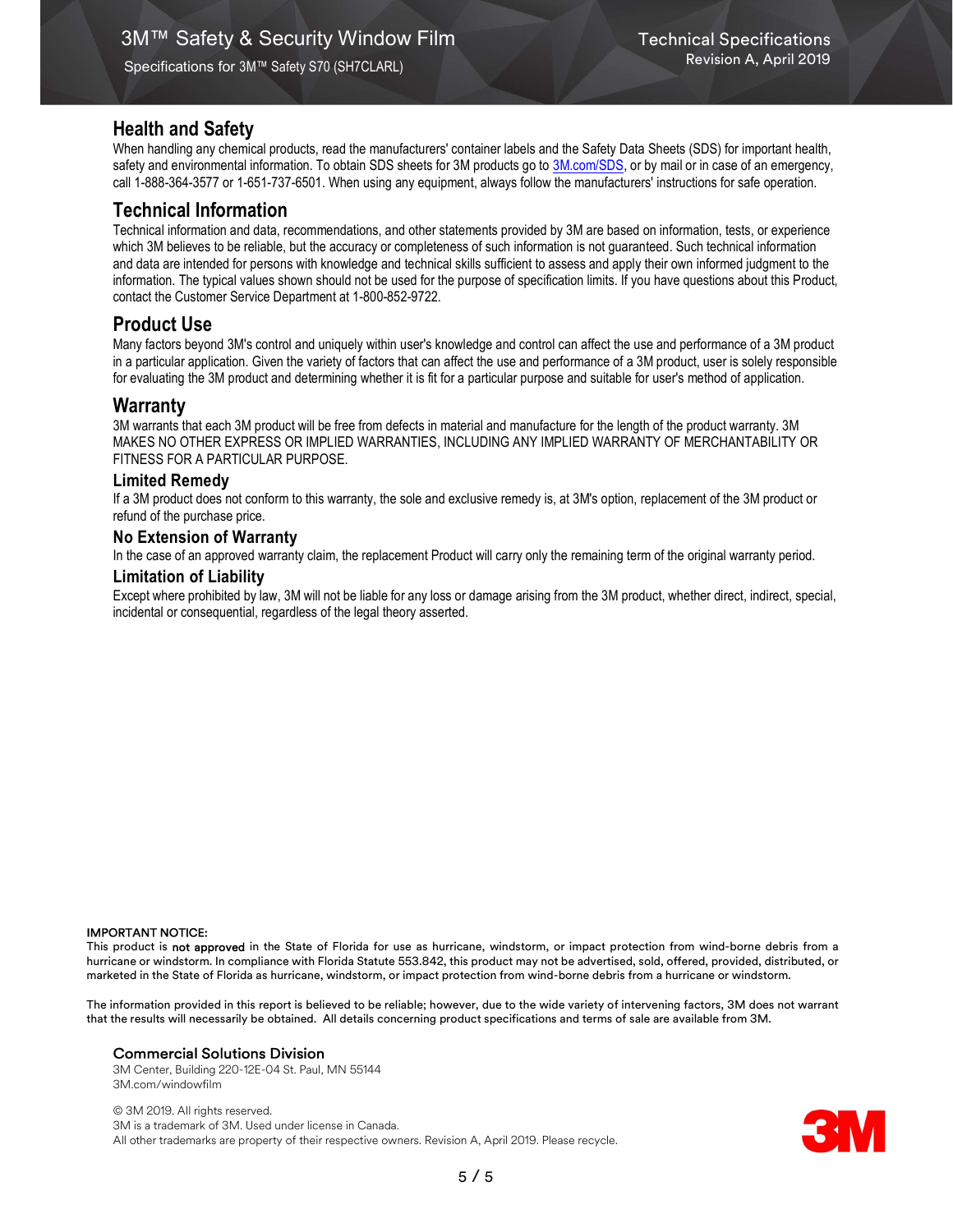## Health and Safety

When handling any chemical products, read the manufacturers' container labels and the Safety Data Sheets (SDS) for important health, safety and environmental information. To obtain SDS sheets for 3M products go to 3M.com/SDS, or by mail or in case of an emergency, call 1-888-364-3577 or 1-651-737-6501. When using any equipment, always follow the manufacturers' instructions for safe operation.

## Technical Information

Technical information and data, recommendations, and other statements provided by 3M are based on information, tests, or experience which 3M believes to be reliable, but the accuracy or completeness of such information is not guaranteed. Such technical information and data are intended for persons with knowledge and technical skills sufficient to assess and apply their own informed judgment to the information. The typical values shown should not be used for the purpose of specification limits. If you have questions about this Product, contact the Customer Service Department at 1-800-852-9722.

## Product Use

Many factors beyond 3M's control and uniquely within user's knowledge and control can affect the use and performance of a 3M product in a particular application. Given the variety of factors that can affect the use and performance of a 3M product, user is solely responsible for evaluating the 3M product and determining whether it is fit for a particular purpose and suitable for user's method of application.

## Warranty

3M warrants that each 3M product will be free from defects in material and manufacture for the length of the product warranty. 3M MAKES NO OTHER EXPRESS OR IMPLIED WARRANTIES, INCLUDING ANY IMPLIED WARRANTY OF MERCHANTABILITY OR FITNESS FOR A PARTICULAR PURPOSE.

### Limited Remedy

If a 3M product does not conform to this warranty, the sole and exclusive remedy is, at 3M's option, replacement of the 3M product or refund of the purchase price.

### No Extension of Warranty

In the case of an approved warranty claim, the replacement Product will carry only the remaining term of the original warranty period.

### Limitation of Liability

Except where prohibited by law, 3M will not be liable for any loss or damage arising from the 3M product, whether direct, indirect, special, incidental or consequential, regardless of the legal theory asserted.

**IMPORTANT NOTICE:**
This product is **not approved** in the State of Florida for use as hurricane, windstorm, or impact protection from wind-borne debris from a hurricane or windstorm. In compliance with Florida Statute 553.842, this product may not be advertised, sold, offered, provided, distributed, or marketed in the State of Florida as hurricane, windstorm, or impact protection from wind-borne debris from a hurricane or windstorm.

The information provided in this report is believed to be reliable; however, due to the wide variety of intervening factors, 3M does not warrant that the results will necessarily be obtained. All details concerning product specifications and terms of sale are available from 3M.

**Commercial Solutions Division**
3M Center, Building 220-12E-04 St. Paul, MN 55144
3M.com/windowfilm

© 3M 2019. All rights reserved.
3M is a trademark of 3M. Used under license in Canada.
All other trademarks are property of their respective owners. Revision A, April 2019. Please recycle.